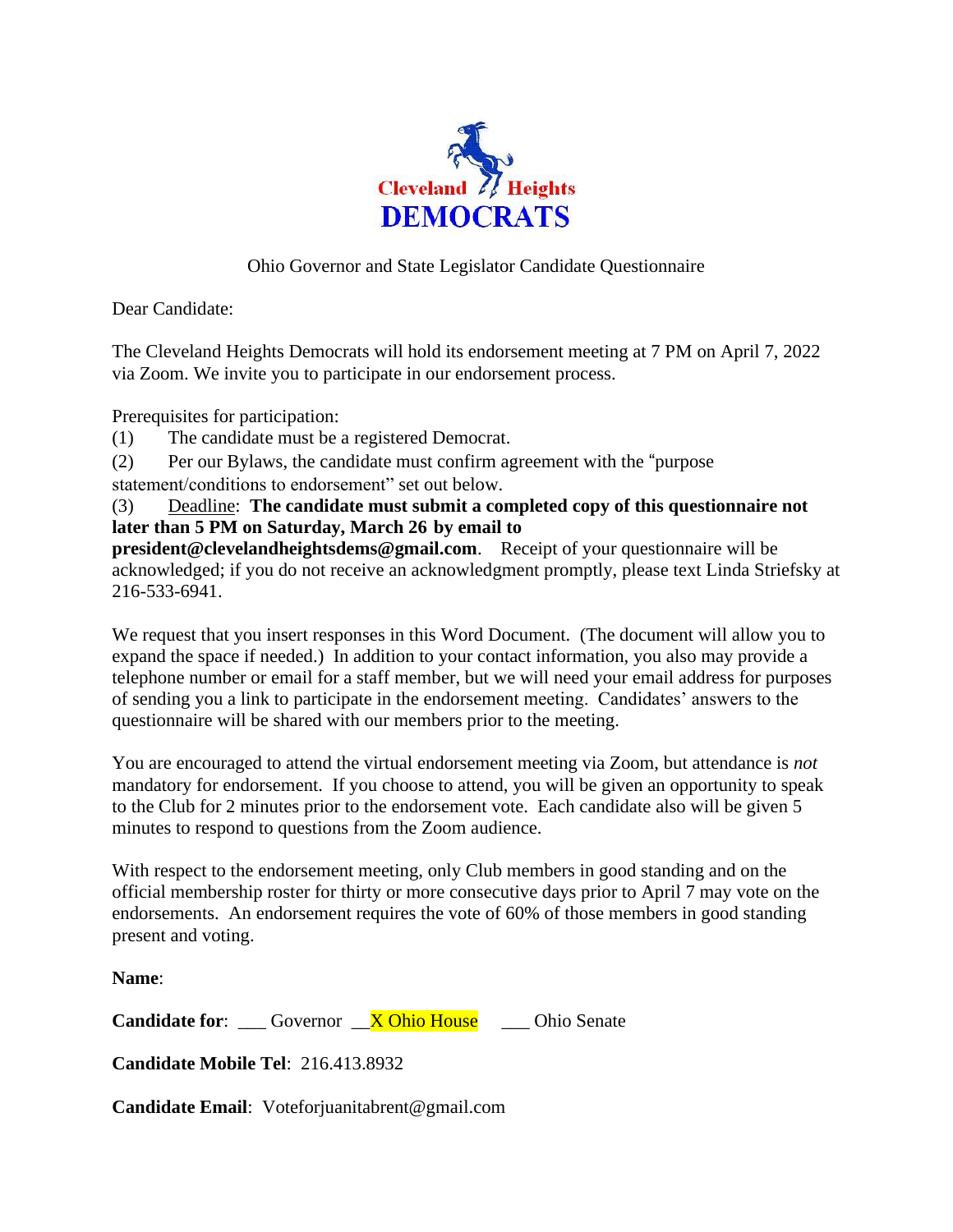Cleveland Heights DEMOCRATS

Ohio Governor and State Legislator Candidate Questionnaire

Dear Candidate:

The Cleveland Heights Democrats will hold its endorsement meeting at 7 PM on April 7, 2022 via Zoom. We invite you to participate in our endorsement process.

Prerequisites for participation:

(1) The candidate must be a registered Democrat.

(2) Per our Bylaws, the candidate must confirm agreement with the "purpose statement/conditions to endorsement" set out below.

(3) Deadline: **The candidate must submit a completed copy of this questionnaire not later than 5 PM on Saturday, March 26 by email to president@clevelandheightsdems@gmail.com**. Receipt of your questionnaire will be acknowledged; if you do not receive an acknowledgment promptly, please text Linda Striefsky at 216-533-6941.

We request that you insert responses in this Word Document. (The document will allow you to expand the space if needed.) In addition to your contact information, you also may provide a telephone number or email for a staff member, but we will need your email address for purposes of sending you a link to participate in the endorsement meeting. Candidates' answers to the questionnaire will be shared with our members prior to the meeting.

You are encouraged to attend the virtual endorsement meeting via Zoom, but attendance is *not* mandatory for endorsement. If you choose to attend, you will be given an opportunity to speak to the Club for 2 minutes prior to the endorsement vote. Each candidate also will be given 5 minutes to respond to questions from the Zoom audience.

With respect to the endorsement meeting, only Club members in good standing and on the official membership roster for thirty or more consecutive days prior to April 7 may vote on the endorsements. An endorsement requires the vote of 60% of those members in good standing present and voting.

**Name**:

**Candidate for**: ___ Governor __X Ohio House ___ Ohio Senate

**Candidate Mobile Tel**: 216.413.8932

**Candidate Email**: Voteforjuanitabrent@gmail.com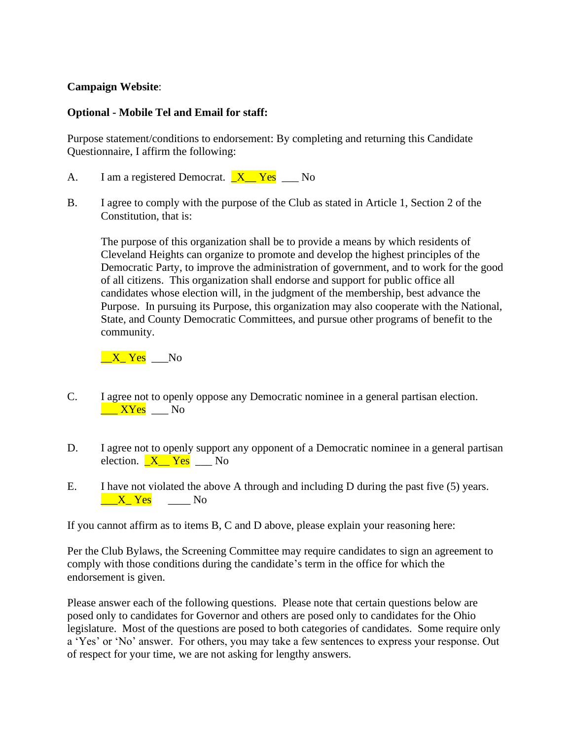**Campaign Website**:

**Optional - Mobile Tel and Email for staff:**

Purpose statement/conditions to endorsement: By completing and returning this Candidate Questionnaire, I affirm the following:

A. I am a registered Democrat. _X__ Yes ___ No

B. I agree to comply with the purpose of the Club as stated in Article 1, Section 2 of the Constitution, that is:

The purpose of this organization shall be to provide a means by which residents of Cleveland Heights can organize to promote and develop the highest principles of the Democratic Party, to improve the administration of government, and to work for the good of all citizens. This organization shall endorse and support for public office all candidates whose election will, in the judgment of the membership, best advance the Purpose. In pursuing its Purpose, this organization may also cooperate with the National, State, and County Democratic Committees, and pursue other programs of benefit to the community.

__X_ Yes ___No

C. I agree not to openly oppose any Democratic nominee in a general partisan election. ___ XYes ___ No

D. I agree not to openly support any opponent of a Democratic nominee in a general partisan election. _X__ Yes ___ No

E. I have not violated the above A through and including D during the past five (5) years. ___X_ Yes ____ No

If you cannot affirm as to items B, C and D above, please explain your reasoning here:

Per the Club Bylaws, the Screening Committee may require candidates to sign an agreement to comply with those conditions during the candidate's term in the office for which the endorsement is given.

Please answer each of the following questions. Please note that certain questions below are posed only to candidates for Governor and others are posed only to candidates for the Ohio legislature. Most of the questions are posed to both categories of candidates. Some require only a 'Yes' or 'No' answer. For others, you may take a few sentences to express your response. Out of respect for your time, we are not asking for lengthy answers.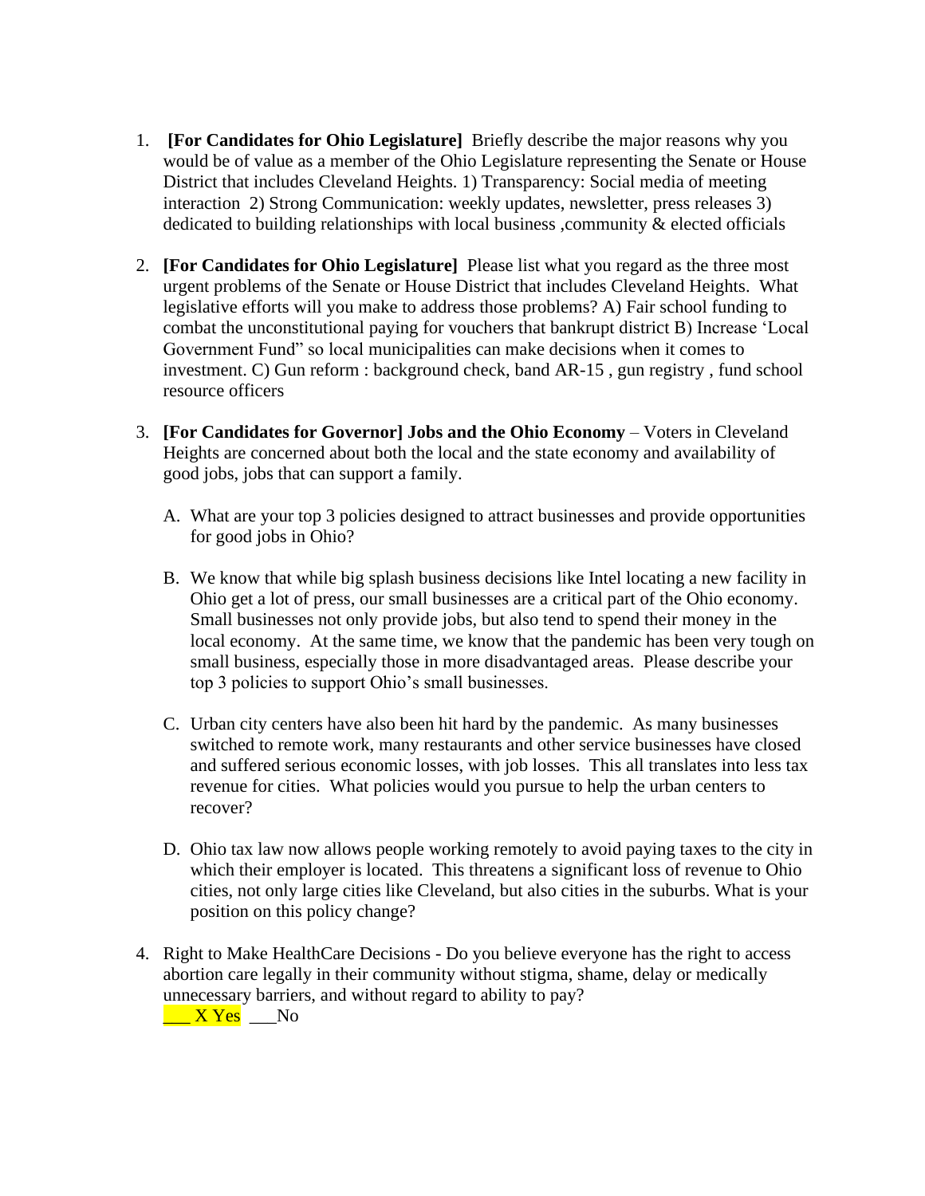1. **[For Candidates for Ohio Legislature]** Briefly describe the major reasons why you would be of value as a member of the Ohio Legislature representing the Senate or House District that includes Cleveland Heights. 1) Transparency: Social media of meeting interaction 2) Strong Communication: weekly updates, newsletter, press releases 3) dedicated to building relationships with local business ,community & elected officials

2. **[For Candidates for Ohio Legislature]** Please list what you regard as the three most urgent problems of the Senate or House District that includes Cleveland Heights. What legislative efforts will you make to address those problems? A) Fair school funding to combat the unconstitutional paying for vouchers that bankrupt district B) Increase 'Local Government Fund" so local municipalities can make decisions when it comes to investment. C) Gun reform : background check, band AR-15 , gun registry , fund school resource officers

3. **[For Candidates for Governor] Jobs and the Ohio Economy** – Voters in Cleveland Heights are concerned about both the local and the state economy and availability of good jobs, jobs that can support a family.

   A. What are your top 3 policies designed to attract businesses and provide opportunities for good jobs in Ohio?

   B. We know that while big splash business decisions like Intel locating a new facility in Ohio get a lot of press, our small businesses are a critical part of the Ohio economy. Small businesses not only provide jobs, but also tend to spend their money in the local economy. At the same time, we know that the pandemic has been very tough on small business, especially those in more disadvantaged areas. Please describe your top 3 policies to support Ohio's small businesses.

   C. Urban city centers have also been hit hard by the pandemic. As many businesses switched to remote work, many restaurants and other service businesses have closed and suffered serious economic losses, with job losses. This all translates into less tax revenue for cities. What policies would you pursue to help the urban centers to recover?

   D. Ohio tax law now allows people working remotely to avoid paying taxes to the city in which their employer is located. This threatens a significant loss of revenue to Ohio cities, not only large cities like Cleveland, but also cities in the suburbs. What is your position on this policy change?

4. Right to Make HealthCare Decisions - Do you believe everyone has the right to access abortion care legally in their community without stigma, shame, delay or medically unnecessary barriers, and without regard to ability to pay?
   ___ X Yes ___No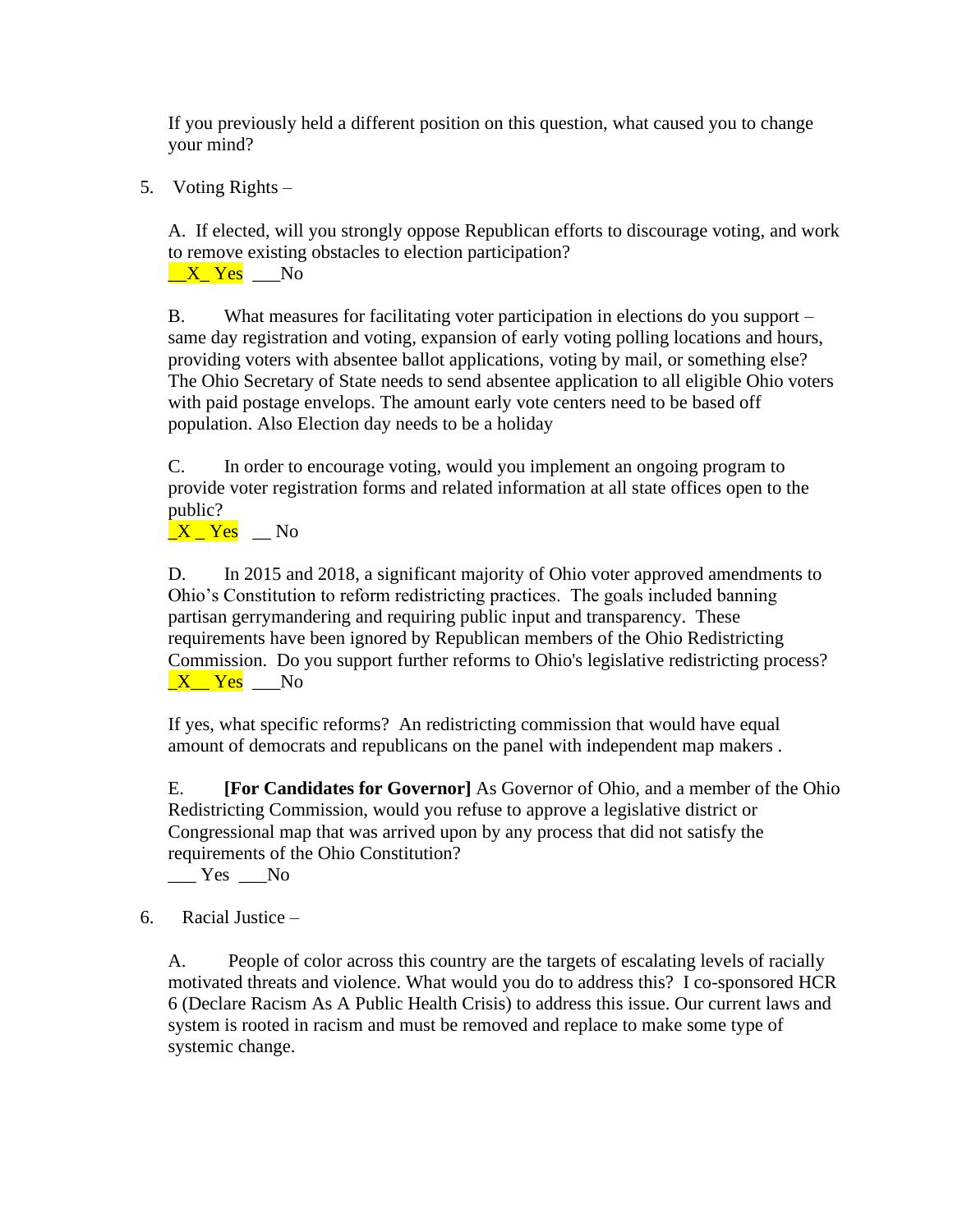If you previously held a different position on this question, what caused you to change your mind?

5. Voting Rights –

A. If elected, will you strongly oppose Republican efforts to discourage voting, and work to remove existing obstacles to election participation?
__X_ Yes ___No

B. What measures for facilitating voter participation in elections do you support – same day registration and voting, expansion of early voting polling locations and hours, providing voters with absentee ballot applications, voting by mail, or something else? The Ohio Secretary of State needs to send absentee application to all eligible Ohio voters with paid postage envelops. The amount early vote centers need to be based off population. Also Election day needs to be a holiday

C. In order to encourage voting, would you implement an ongoing program to provide voter registration forms and related information at all state offices open to the public?
_X _ Yes __ No

D. In 2015 and 2018, a significant majority of Ohio voter approved amendments to Ohio's Constitution to reform redistricting practices. The goals included banning partisan gerrymandering and requiring public input and transparency. These requirements have been ignored by Republican members of the Ohio Redistricting Commission. Do you support further reforms to Ohio's legislative redistricting process?
_X__ Yes ___No

If yes, what specific reforms? An redistricting commission that would have equal amount of democrats and republicans on the panel with independent map makers .

E. **[For Candidates for Governor]** As Governor of Ohio, and a member of the Ohio Redistricting Commission, would you refuse to approve a legislative district or Congressional map that was arrived upon by any process that did not satisfy the requirements of the Ohio Constitution?
___ Yes ___No

6. Racial Justice –

A. People of color across this country are the targets of escalating levels of racially motivated threats and violence. What would you do to address this? I co-sponsored HCR 6 (Declare Racism As A Public Health Crisis) to address this issue. Our current laws and system is rooted in racism and must be removed and replace to make some type of systemic change.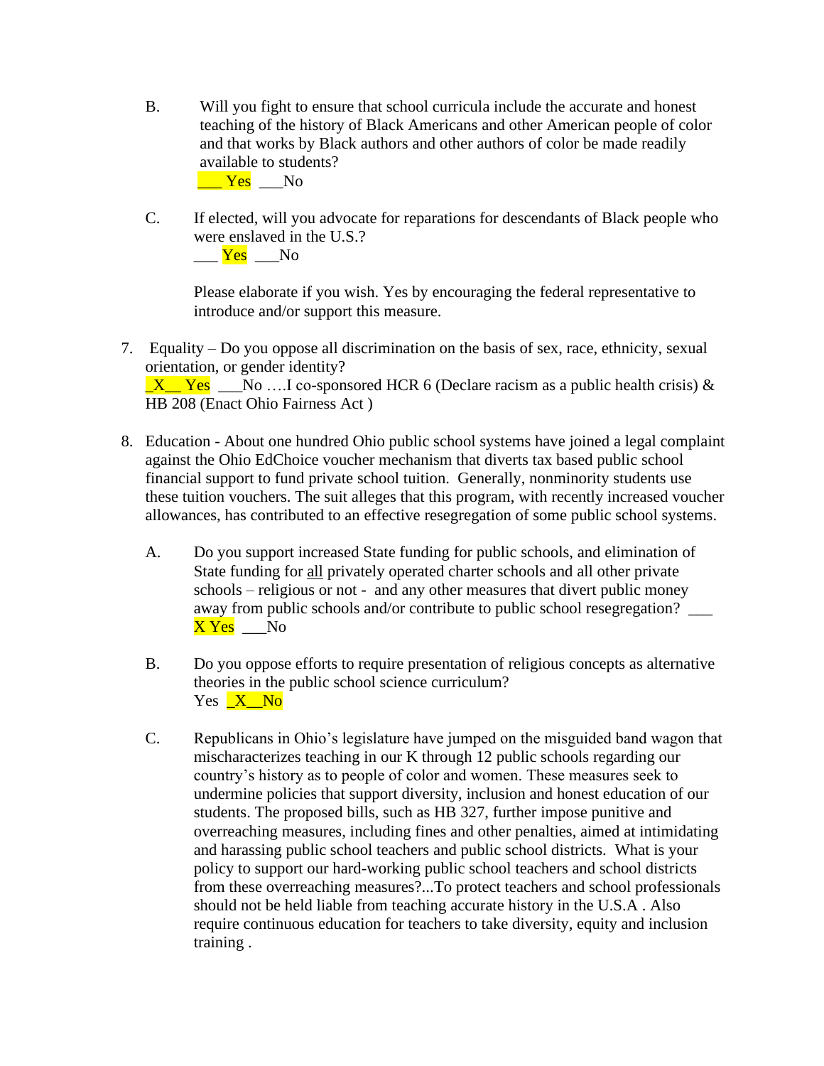B. Will you fight to ensure that school curricula include the accurate and honest teaching of the history of Black Americans and other American people of color and that works by Black authors and other authors of color be made readily available to students?
___ Yes ___No

C. If elected, will you advocate for reparations for descendants of Black people who were enslaved in the U.S.?
___ Yes ___No

Please elaborate if you wish. Yes by encouraging the federal representative to introduce and/or support this measure.

7. Equality – Do you oppose all discrimination on the basis of sex, race, ethnicity, sexual orientation, or gender identity?
_X__ Yes ___No ….I co-sponsored HCR 6 (Declare racism as a public health crisis) & HB 208 (Enact Ohio Fairness Act )

8. Education - About one hundred Ohio public school systems have joined a legal complaint against the Ohio EdChoice voucher mechanism that diverts tax based public school financial support to fund private school tuition. Generally, nonminority students use these tuition vouchers. The suit alleges that this program, with recently increased voucher allowances, has contributed to an effective resegregation of some public school systems.

A. Do you support increased State funding for public schools, and elimination of State funding for <u>all</u> privately operated charter schools and all other private schools – religious or not - and any other measures that divert public money away from public schools and/or contribute to public school resegregation? ___ X Yes ___No

B. Do you oppose efforts to require presentation of religious concepts as alternative theories in the public school science curriculum?
Yes _X__No

C. Republicans in Ohio's legislature have jumped on the misguided band wagon that mischaracterizes teaching in our K through 12 public schools regarding our country's history as to people of color and women. These measures seek to undermine policies that support diversity, inclusion and honest education of our students. The proposed bills, such as HB 327, further impose punitive and overreaching measures, including fines and other penalties, aimed at intimidating and harassing public school teachers and public school districts. What is your policy to support our hard-working public school teachers and school districts from these overreaching measures?...To protect teachers and school professionals should not be held liable from teaching accurate history in the U.S.A . Also require continuous education for teachers to take diversity, equity and inclusion training .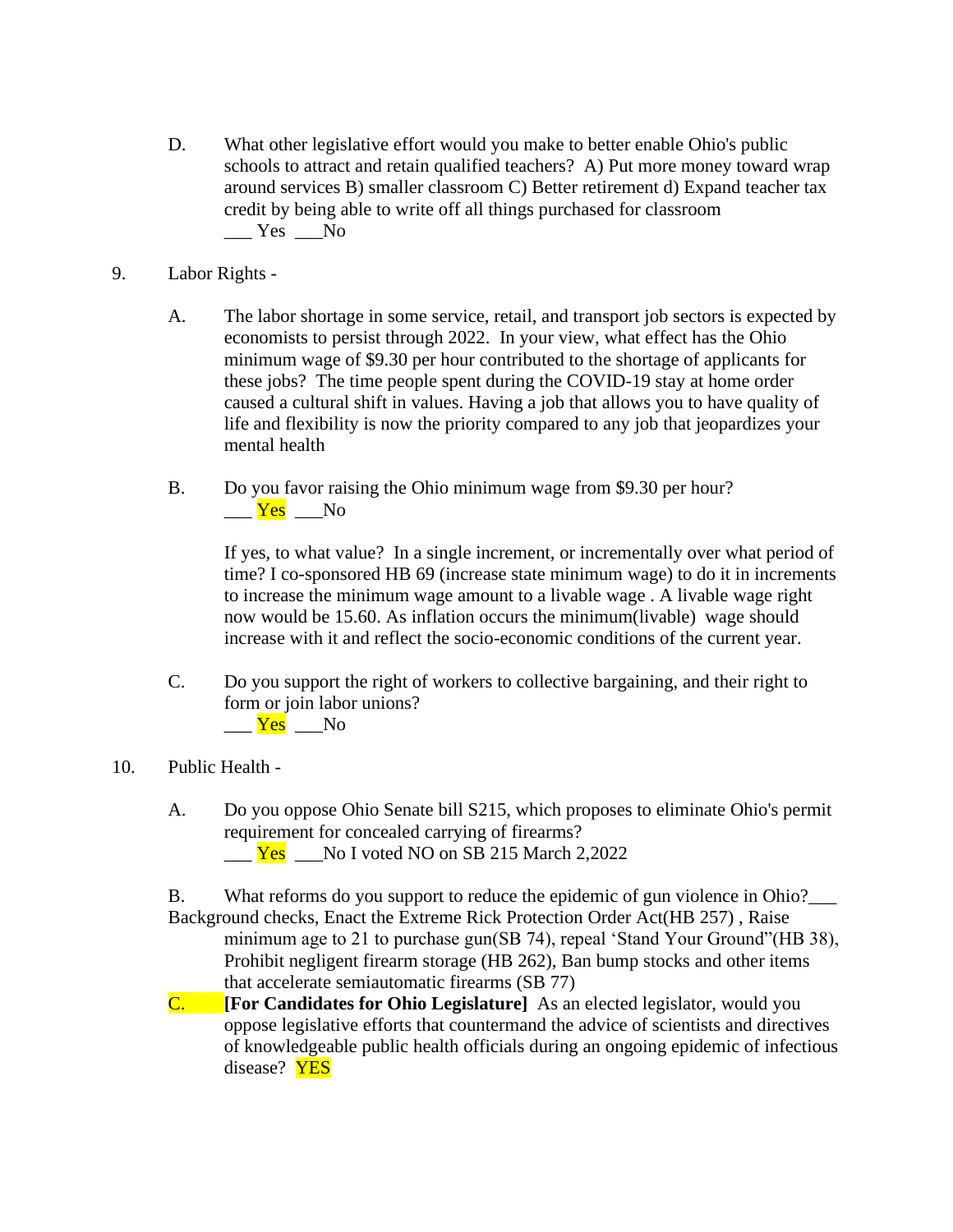D. What other legislative effort would you make to better enable Ohio's public schools to attract and retain qualified teachers? A) Put more money toward wrap around services B) smaller classroom C) Better retirement d) Expand teacher tax credit by being able to write off all things purchased for classroom
___ Yes ___No

9. Labor Rights -

A. The labor shortage in some service, retail, and transport job sectors is expected by economists to persist through 2022. In your view, what effect has the Ohio minimum wage of $9.30 per hour contributed to the shortage of applicants for these jobs? The time people spent during the COVID-19 stay at home order caused a cultural shift in values. Having a job that allows you to have quality of life and flexibility is now the priority compared to any job that jeopardizes your mental health

B. Do you favor raising the Ohio minimum wage from $9.30 per hour?
___ Yes ___No

If yes, to what value? In a single increment, or incrementally over what period of time? I co-sponsored HB 69 (increase state minimum wage) to do it in increments to increase the minimum wage amount to a livable wage . A livable wage right now would be 15.60. As inflation occurs the minimum(livable) wage should increase with it and reflect the socio-economic conditions of the current year.

C. Do you support the right of workers to collective bargaining, and their right to form or join labor unions?
___ Yes ___No

10. Public Health -

A. Do you oppose Ohio Senate bill S215, which proposes to eliminate Ohio's permit requirement for concealed carrying of firearms?
___ Yes ___No I voted NO on SB 215 March 2,2022

B. What reforms do you support to reduce the epidemic of gun violence in Ohio?___ Background checks, Enact the Extreme Rick Protection Order Act(HB 257) , Raise minimum age to 21 to purchase gun(SB 74), repeal 'Stand Your Ground"(HB 38), Prohibit negligent firearm storage (HB 262), Ban bump stocks and other items that accelerate semiautomatic firearms (SB 77)

C. **[For Candidates for Ohio Legislature]** As an elected legislator, would you oppose legislative efforts that countermand the advice of scientists and directives of knowledgeable public health officials during an ongoing epidemic of infectious disease? YES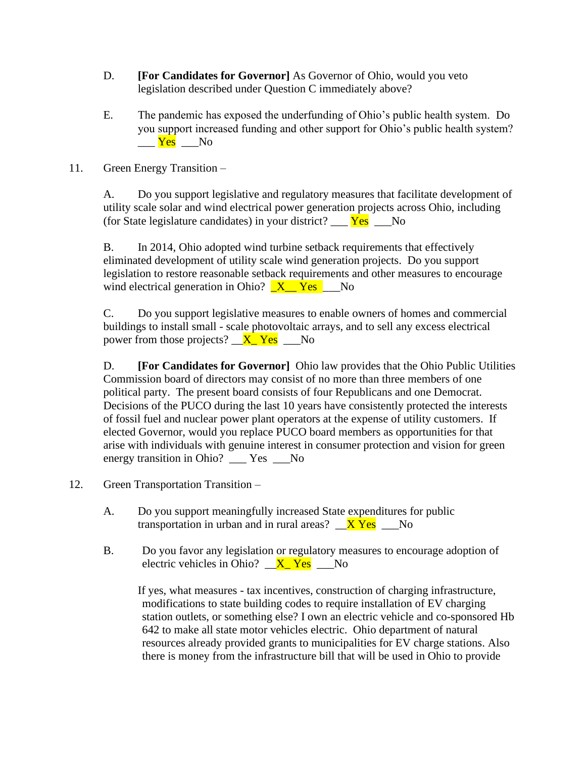D. **[For Candidates for Governor]** As Governor of Ohio, would you veto legislation described under Question C immediately above?

E. The pandemic has exposed the underfunding of Ohio's public health system. Do you support increased funding and other support for Ohio's public health system? ___ Yes ___No

11. Green Energy Transition –

A. Do you support legislative and regulatory measures that facilitate development of utility scale solar and wind electrical power generation projects across Ohio, including (for State legislature candidates) in your district? ___ Yes ___No

B. In 2014, Ohio adopted wind turbine setback requirements that effectively eliminated development of utility scale wind generation projects. Do you support legislation to restore reasonable setback requirements and other measures to encourage wind electrical generation in Ohio? _X__ Yes ___No

C. Do you support legislative measures to enable owners of homes and commercial buildings to install small - scale photovoltaic arrays, and to sell any excess electrical power from those projects? __X_ Yes ___No

D. **[For Candidates for Governor]** Ohio law provides that the Ohio Public Utilities Commission board of directors may consist of no more than three members of one political party. The present board consists of four Republicans and one Democrat. Decisions of the PUCO during the last 10 years have consistently protected the interests of fossil fuel and nuclear power plant operators at the expense of utility customers. If elected Governor, would you replace PUCO board members as opportunities for that arise with individuals with genuine interest in consumer protection and vision for green energy transition in Ohio? ___ Yes ___No

12. Green Transportation Transition –

A. Do you support meaningfully increased State expenditures for public transportation in urban and in rural areas? __X Yes ___No

B. Do you favor any legislation or regulatory measures to encourage adoption of electric vehicles in Ohio? __X_ Yes ___No

If yes, what measures - tax incentives, construction of charging infrastructure, modifications to state building codes to require installation of EV charging station outlets, or something else? I own an electric vehicle and co-sponsored Hb 642 to make all state motor vehicles electric. Ohio department of natural resources already provided grants to municipalities for EV charge stations. Also there is money from the infrastructure bill that will be used in Ohio to provide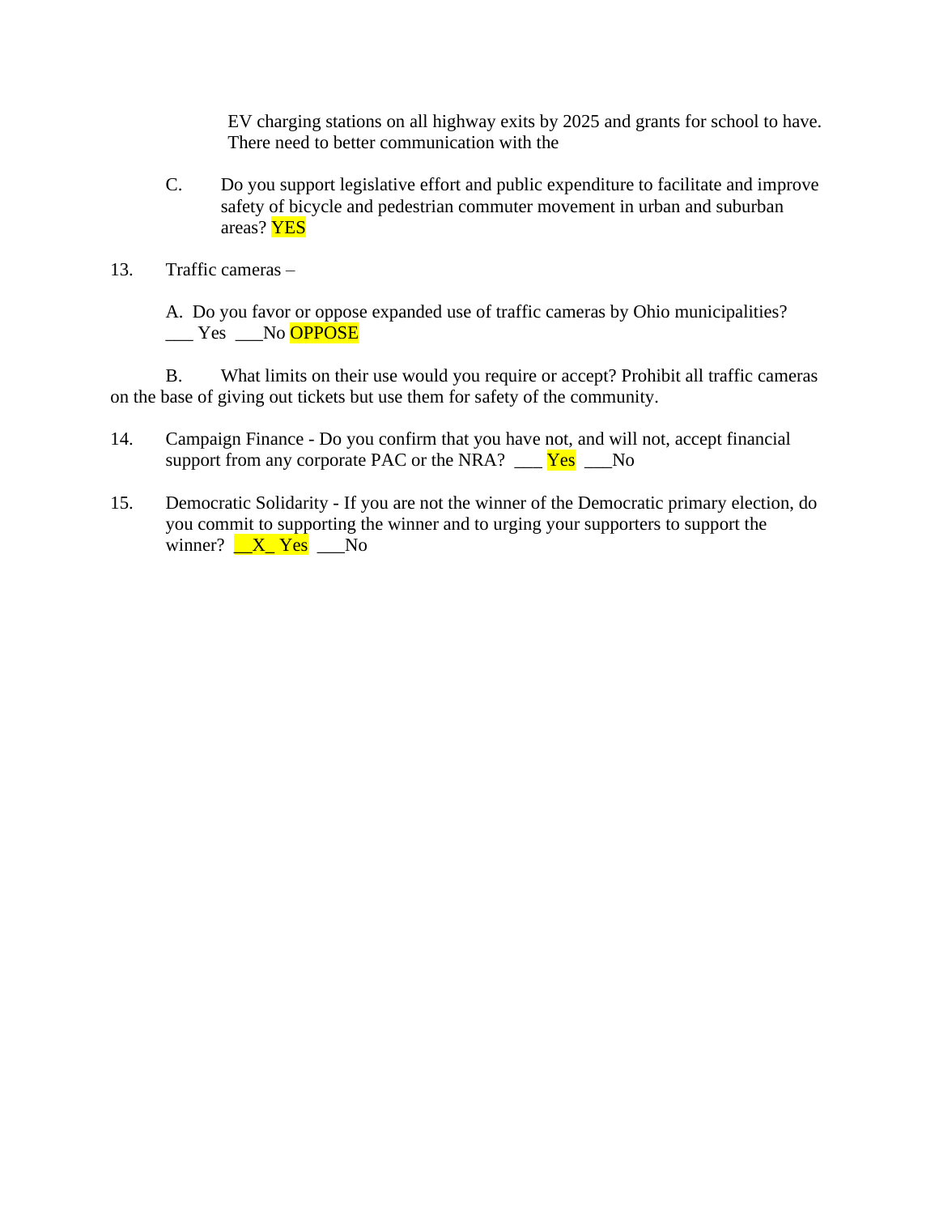EV charging stations on all highway exits by 2025 and grants for school to have. There need to better communication with the

C. Do you support legislative effort and public expenditure to facilitate and improve safety of bicycle and pedestrian commuter movement in urban and suburban areas? YES

13. Traffic cameras –

A. Do you favor or oppose expanded use of traffic cameras by Ohio municipalities? ___ Yes ___No OPPOSE

B. What limits on their use would you require or accept? Prohibit all traffic cameras on the base of giving out tickets but use them for safety of the community.

14. Campaign Finance - Do you confirm that you have not, and will not, accept financial support from any corporate PAC or the NRA? ___ Yes ___No

15. Democratic Solidarity - If you are not the winner of the Democratic primary election, do you commit to supporting the winner and to urging your supporters to support the winner? __X_ Yes ___No